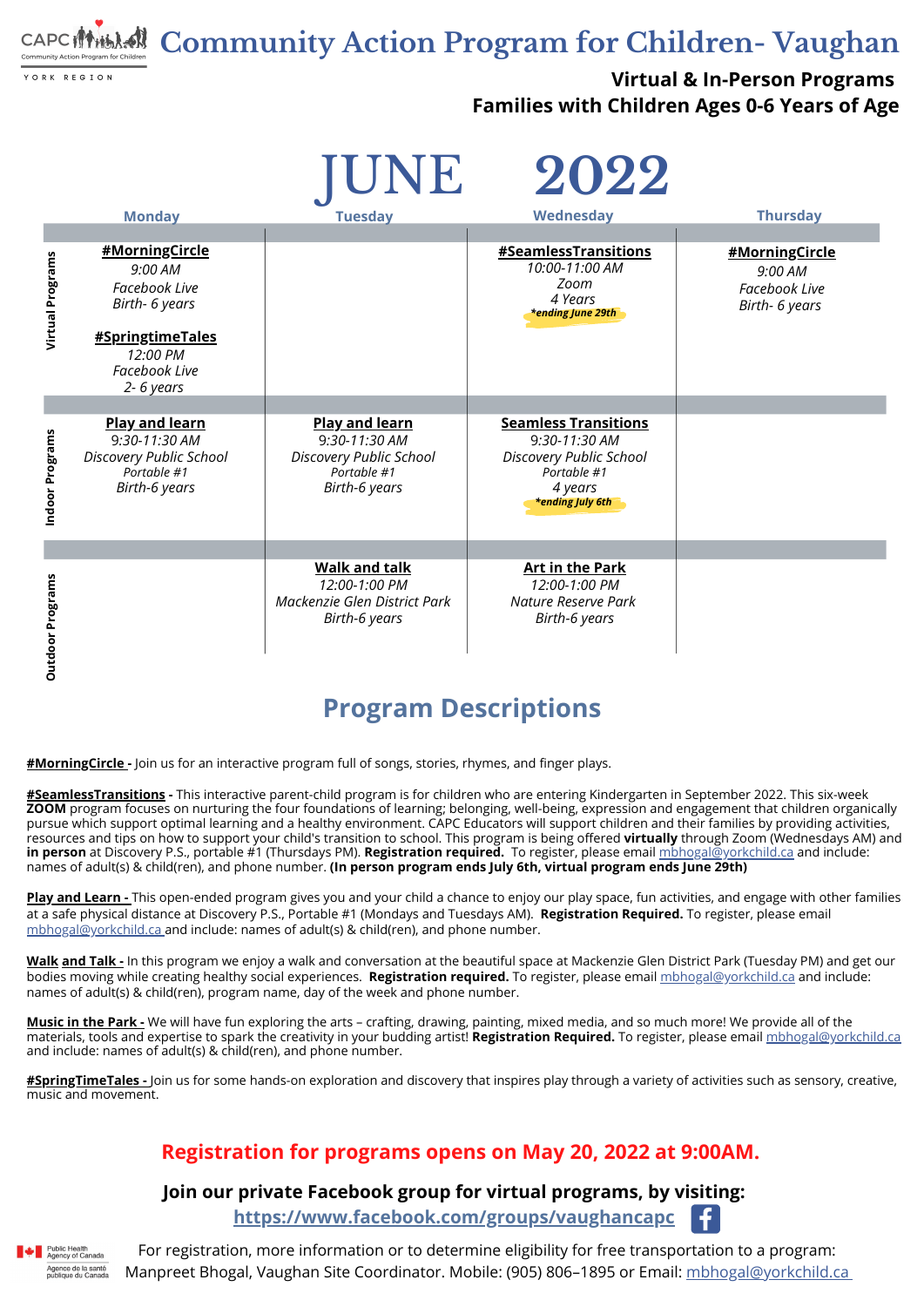CAPC
Community Action Program for Children
YORK REGION

# Community Action Program for Children- Vaughan

**Virtual & In-Person Programs**
**Families with Children Ages 0-6 Years of Age**

## JUNE 2022

| | Monday | Tuesday | Wednesday | Thursday |
|---|---|---|---|---|
| **Virtual Programs** | **#MorningCircle** *9:00 AM* *Facebook Live* *Birth- 6 years* <br><br> **#SpringtimeTales** *12:00 PM* *Facebook Live* *2- 6 years* | | **#SeamlessTransitions** *10:00-11:00 AM* *Zoom* *4 Years* ***ending June 29th** | **#MorningCircle** *9:00 AM* *Facebook Live* *Birth- 6 years* |
| **Indoor Programs** | **Play and learn** 9:30-11:30 AM *Discovery Public School* *Portable #1* *Birth-6 years* | **Play and learn** 9:30-11:30 AM *Discovery Public School* *Portable #1* *Birth-6 years* | **Seamless Transitions** 9:30-11:30 AM *Discovery Public School* *Portable #1* *4 years* ***ending July 6th** | |
| **Outdoor Programs** | | **Walk and talk** *12:00-1:00 PM* *Mackenzie Glen District Park* *Birth-6 years* | **Art in the Park** *12:00-1:00 PM* *Nature Reserve Park* *Birth-6 years* | |

## Program Descriptions

**#MorningCircle -** Join us for an interactive program full of songs, stories, rhymes, and finger plays.

**#SeamlessTransitions -** This interactive parent-child program is for children who are entering Kindergarten in September 2022. This six-week **ZOOM** program focuses on nurturing the four foundations of learning; belonging, well-being, expression and engagement that children organically pursue which support optimal learning and a healthy environment. CAPC Educators will support children and their families by providing activities, resources and tips on how to support your child's transition to school. This program is being offered **virtually** through Zoom (Wednesdays AM) and **in person** at Discovery P.S., portable #1 (Thursdays PM). **Registration required.** To register, please email mbhogal@yorkchild.ca and include: names of adult(s) & child(ren), and phone number. **(In person program ends July 6th, virtual program ends June 29th)**

**Play and Learn -** This open-ended program gives you and your child a chance to enjoy our play space, fun activities, and engage with other families at a safe physical distance at Discovery P.S., Portable #1 (Mondays and Tuesdays AM). **Registration Required.** To register, please email mbhogal@yorkchild.ca and include: names of adult(s) & child(ren), and phone number.

**Walk and Talk -** In this program we enjoy a walk and conversation at the beautiful space at Mackenzie Glen District Park (Tuesday PM) and get our bodies moving while creating healthy social experiences. **Registration required.** To register, please email mbhogal@yorkchild.ca and include: names of adult(s) & child(ren), program name, day of the week and phone number.

**Music in the Park -** We will have fun exploring the arts – crafting, drawing, painting, mixed media, and so much more! We provide all of the materials, tools and expertise to spark the creativity in your budding artist! **Registration Required.** To register, please email mbhogal@yorkchild.ca and include: names of adult(s) & child(ren), and phone number.

**#SpringTimeTales -** Join us for some hands-on exploration and discovery that inspires play through a variety of activities such as sensory, creative, music and movement.

**Registration for programs opens on May 20, 2022 at 9:00AM.**

**Join our private Facebook group for virtual programs, by visiting:**
**https://www.facebook.com/groups/vaughancapc**

For registration, more information or to determine eligibility for free transportation to a program:
Manpreet Bhogal, Vaughan Site Coordinator. Mobile: (905) 806–1895 or Email: mbhogal@yorkchild.ca

Public Health Agency of Canada / Agence de la santé publique du Canada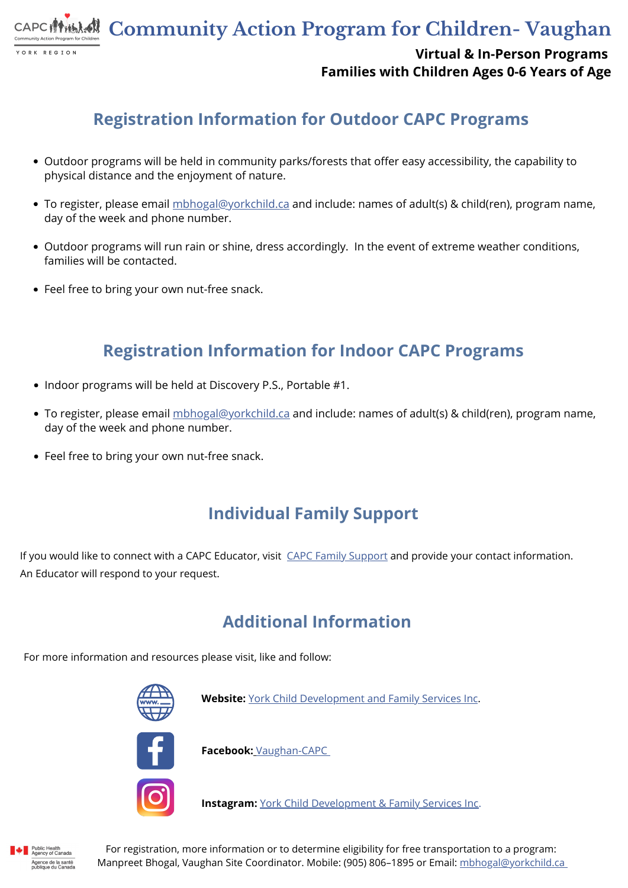# Community Action Program for Children- Vaughan

**Virtual & In-Person Programs**
**Families with Children Ages 0-6 Years of Age**

## Registration Information for Outdoor CAPC Programs

- Outdoor programs will be held in community parks/forests that offer easy accessibility, the capability to physical distance and the enjoyment of nature.
- To register, please email mbhogal@yorkchild.ca and include: names of adult(s) & child(ren), program name, day of the week and phone number.
- Outdoor programs will run rain or shine, dress accordingly. In the event of extreme weather conditions, families will be contacted.
- Feel free to bring your own nut-free snack.

## Registration Information for Indoor CAPC Programs

- Indoor programs will be held at Discovery P.S., Portable #1.
- To register, please email mbhogal@yorkchild.ca and include: names of adult(s) & child(ren), program name, day of the week and phone number.
- Feel free to bring your own nut-free snack.

## Individual Family Support

If you would like to connect with a CAPC Educator, visit CAPC Family Support and provide your contact information. An Educator will respond to your request.

## Additional Information

For more information and resources please visit, like and follow:

**Website:** York Child Development and Family Services Inc.

**Facebook:** Vaughan-CAPC

**Instagram:** York Child Development & Family Services Inc.

For registration, more information or to determine eligibility for free transportation to a program: Manpreet Bhogal, Vaughan Site Coordinator. Mobile: (905) 806–1895 or Email: mbhogal@yorkchild.ca